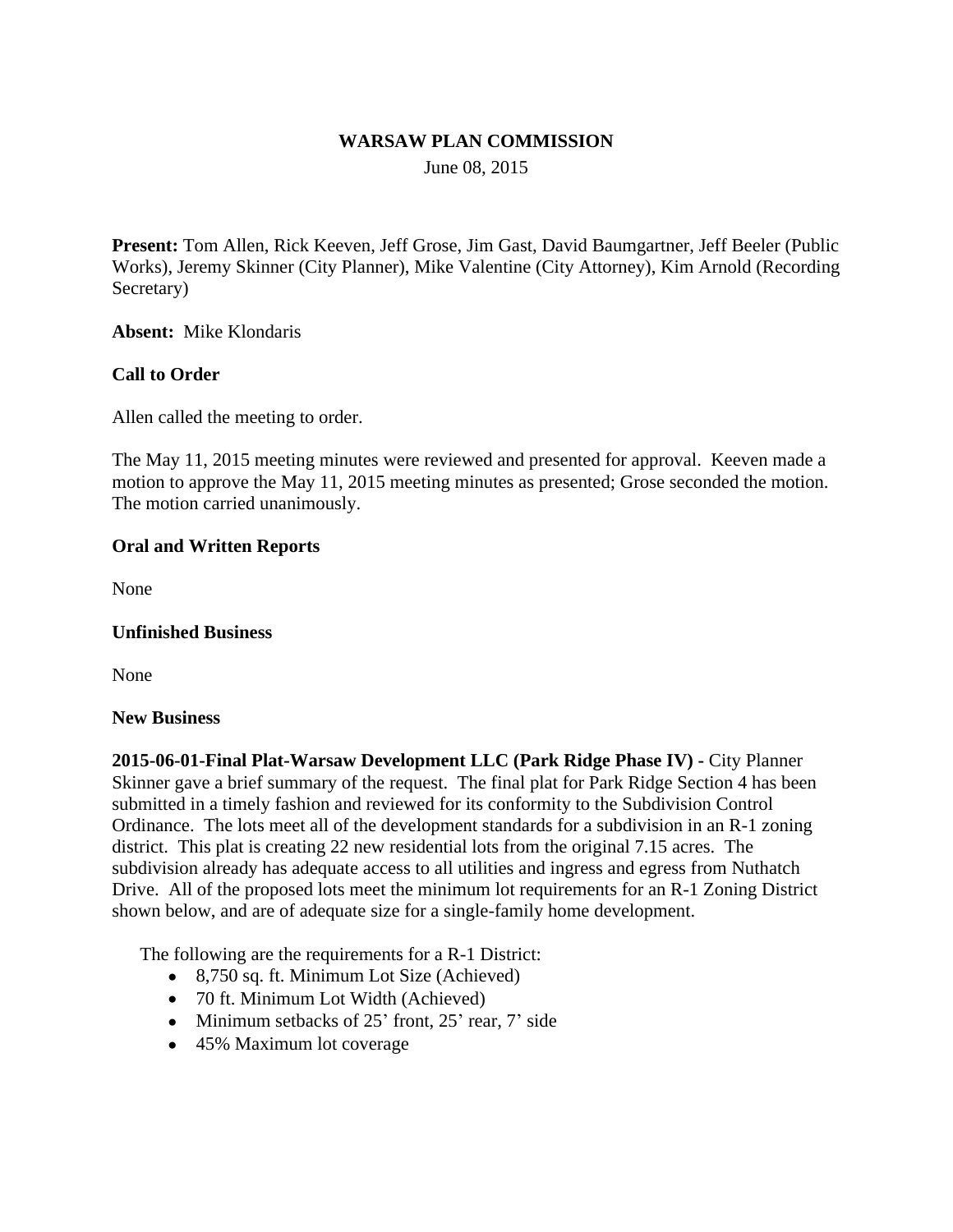**WARSAW PLAN COMMISSION**

June 08, 2015

**Present:** Tom Allen, Rick Keeven, Jeff Grose, Jim Gast, David Baumgartner, Jeff Beeler (Public Works), Jeremy Skinner (City Planner), Mike Valentine (City Attorney), Kim Arnold (Recording Secretary)

**Absent:** Mike Klondaris

**Call to Order**

Allen called the meeting to order.

The May 11, 2015 meeting minutes were reviewed and presented for approval. Keeven made a motion to approve the May 11, 2015 meeting minutes as presented; Grose seconded the motion. The motion carried unanimously.

**Oral and Written Reports**

None

**Unfinished Business**

None

**New Business**

**2015-06-01-Final Plat-Warsaw Development LLC (Park Ridge Phase IV) -** City Planner Skinner gave a brief summary of the request. The final plat for Park Ridge Section 4 has been submitted in a timely fashion and reviewed for its conformity to the Subdivision Control Ordinance. The lots meet all of the development standards for a subdivision in an R-1 zoning district. This plat is creating 22 new residential lots from the original 7.15 acres. The subdivision already has adequate access to all utilities and ingress and egress from Nuthatch Drive. All of the proposed lots meet the minimum lot requirements for an R-1 Zoning District shown below, and are of adequate size for a single-family home development.

The following are the requirements for a R-1 District:

- 8,750 sq. ft. Minimum Lot Size (Achieved)
- 70 ft. Minimum Lot Width (Achieved)
- Minimum setbacks of 25' front, 25' rear, 7' side
- 45% Maximum lot coverage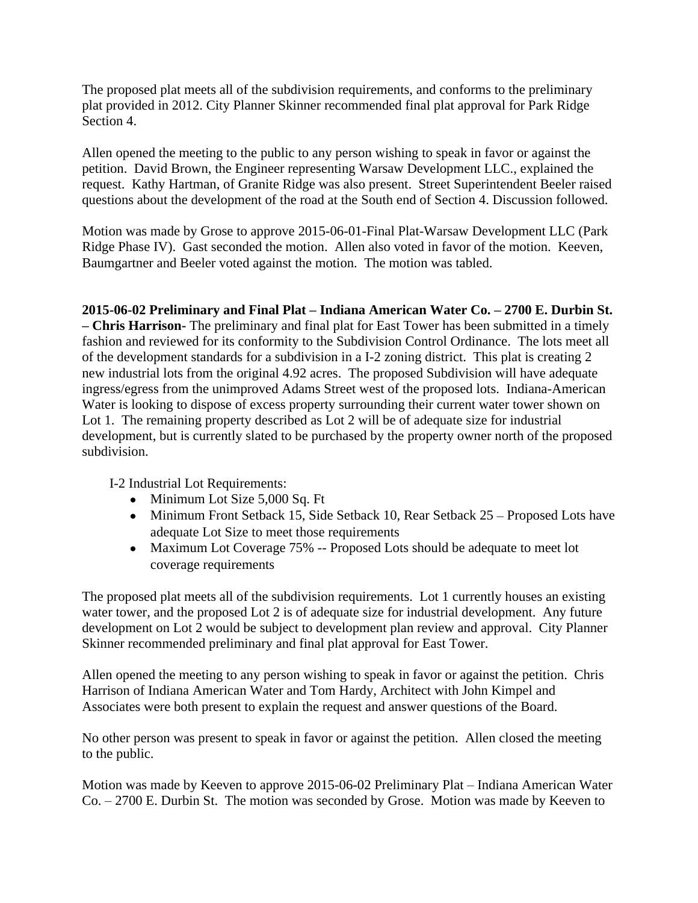The proposed plat meets all of the subdivision requirements, and conforms to the preliminary plat provided in 2012. City Planner Skinner recommended final plat approval for Park Ridge Section 4.

Allen opened the meeting to the public to any person wishing to speak in favor or against the petition. David Brown, the Engineer representing Warsaw Development LLC., explained the request. Kathy Hartman, of Granite Ridge was also present. Street Superintendent Beeler raised questions about the development of the road at the South end of Section 4. Discussion followed.

Motion was made by Grose to approve 2015-06-01-Final Plat-Warsaw Development LLC (Park Ridge Phase IV). Gast seconded the motion. Allen also voted in favor of the motion. Keeven, Baumgartner and Beeler voted against the motion. The motion was tabled.

**2015-06-02 Preliminary and Final Plat – Indiana American Water Co. – 2700 E. Durbin St. – Chris Harrison-** The preliminary and final plat for East Tower has been submitted in a timely fashion and reviewed for its conformity to the Subdivision Control Ordinance. The lots meet all of the development standards for a subdivision in a I-2 zoning district. This plat is creating 2 new industrial lots from the original 4.92 acres. The proposed Subdivision will have adequate ingress/egress from the unimproved Adams Street west of the proposed lots. Indiana-American Water is looking to dispose of excess property surrounding their current water tower shown on Lot 1. The remaining property described as Lot 2 will be of adequate size for industrial development, but is currently slated to be purchased by the property owner north of the proposed subdivision.

I-2 Industrial Lot Requirements:

- Minimum Lot Size 5,000 Sq. Ft
- Minimum Front Setback 15, Side Setback 10, Rear Setback 25 – Proposed Lots have adequate Lot Size to meet those requirements
- Maximum Lot Coverage 75% -- Proposed Lots should be adequate to meet lot coverage requirements

The proposed plat meets all of the subdivision requirements. Lot 1 currently houses an existing water tower, and the proposed Lot 2 is of adequate size for industrial development. Any future development on Lot 2 would be subject to development plan review and approval. City Planner Skinner recommended preliminary and final plat approval for East Tower.

Allen opened the meeting to any person wishing to speak in favor or against the petition. Chris Harrison of Indiana American Water and Tom Hardy, Architect with John Kimpel and Associates were both present to explain the request and answer questions of the Board.

No other person was present to speak in favor or against the petition. Allen closed the meeting to the public.

Motion was made by Keeven to approve 2015-06-02 Preliminary Plat – Indiana American Water Co. – 2700 E. Durbin St. The motion was seconded by Grose. Motion was made by Keeven to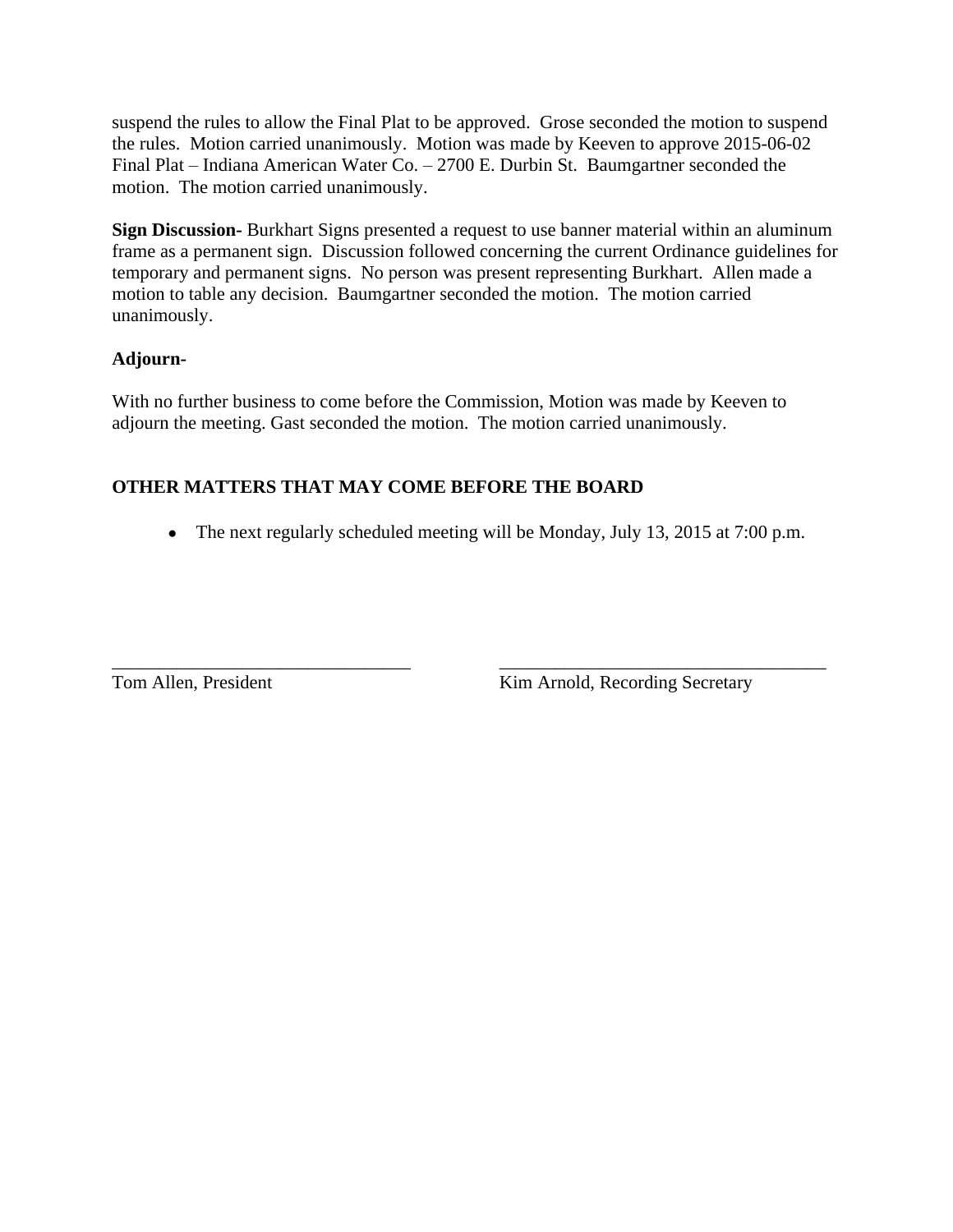suspend the rules to allow the Final Plat to be approved. Grose seconded the motion to suspend the rules. Motion carried unanimously. Motion was made by Keeven to approve 2015-06-02 Final Plat – Indiana American Water Co. – 2700 E. Durbin St. Baumgartner seconded the motion. The motion carried unanimously.

**Sign Discussion-** Burkhart Signs presented a request to use banner material within an aluminum frame as a permanent sign. Discussion followed concerning the current Ordinance guidelines for temporary and permanent signs. No person was present representing Burkhart. Allen made a motion to table any decision. Baumgartner seconded the motion. The motion carried unanimously.

**Adjourn-**

With no further business to come before the Commission, Motion was made by Keeven to adjourn the meeting. Gast seconded the motion. The motion carried unanimously.

**OTHER MATTERS THAT MAY COME BEFORE THE BOARD**

- The next regularly scheduled meeting will be Monday, July 13, 2015 at 7:00 p.m.

_________________________________ Tom Allen, President

_________________________________ Kim Arnold, Recording Secretary